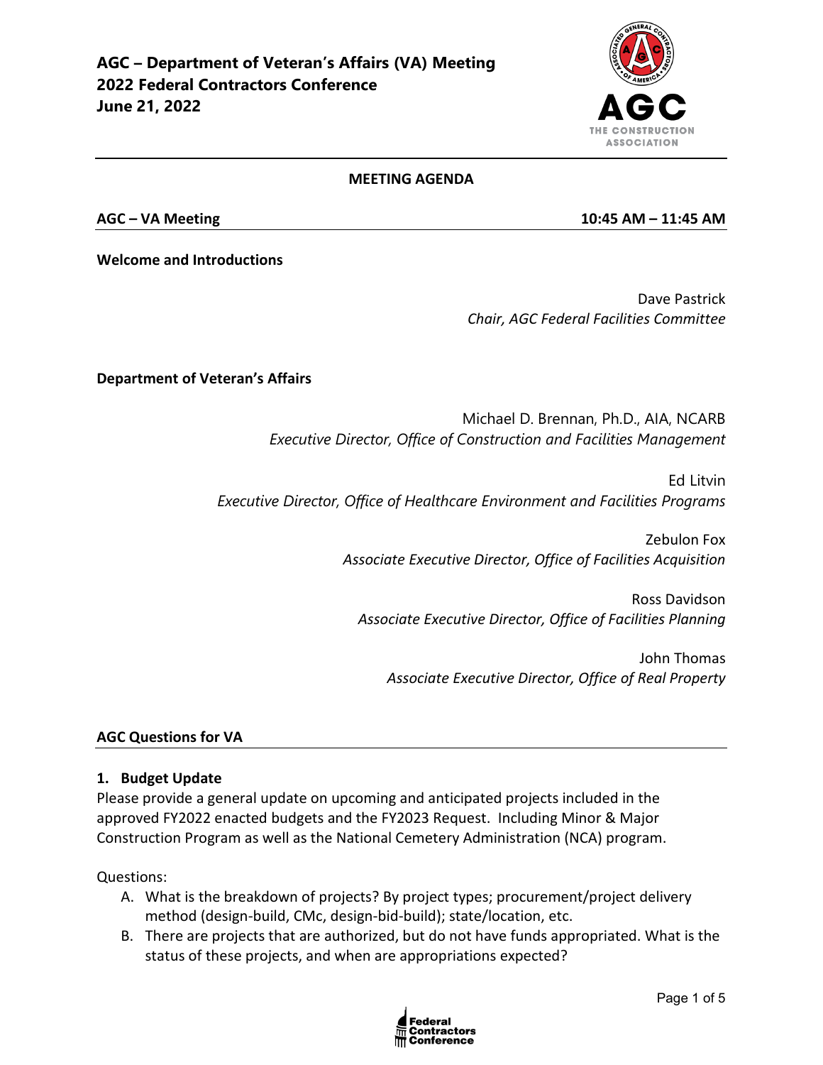# AGC – Department of Veteran's Affairs (VA) Meeting
# 2022 Federal Contractors Conference
# June 21, 2022

**MEETING AGENDA**

**AGC – VA Meeting** **10:45 AM – 11:45 AM**

**Welcome and Introductions**

Dave Pastrick
*Chair, AGC Federal Facilities Committee*

**Department of Veteran's Affairs**

Michael D. Brennan, Ph.D., AIA, NCARB
*Executive Director, Office of Construction and Facilities Management*

Ed Litvin
*Executive Director, Office of Healthcare Environment and Facilities Programs*

Zebulon Fox
*Associate Executive Director, Office of Facilities Acquisition*

Ross Davidson
*Associate Executive Director, Office of Facilities Planning*

John Thomas
*Associate Executive Director, Office of Real Property*

## AGC Questions for VA

### 1. Budget Update

Please provide a general update on upcoming and anticipated projects included in the approved FY2022 enacted budgets and the FY2023 Request. Including Minor & Major Construction Program as well as the National Cemetery Administration (NCA) program.

Questions:

A. What is the breakdown of projects? By project types; procurement/project delivery method (design-build, CMc, design-bid-build); state/location, etc.
B. There are projects that are authorized, but do not have funds appropriated. What is the status of these projects, and when are appropriations expected?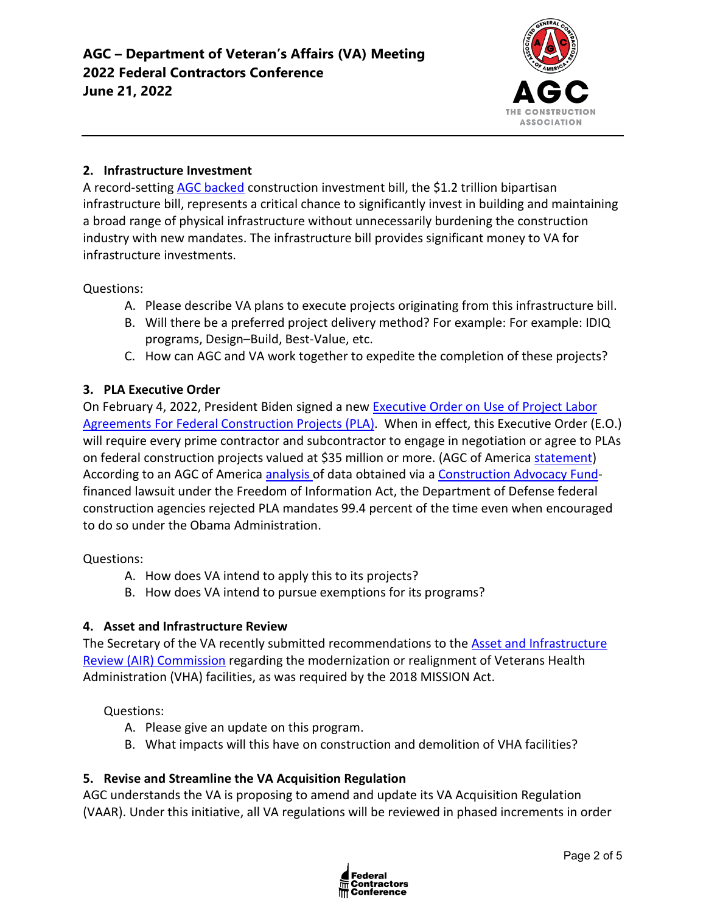**2. Infrastructure Investment**

A record-setting AGC backed construction investment bill, the $1.2 trillion bipartisan infrastructure bill, represents a critical chance to significantly invest in building and maintaining a broad range of physical infrastructure without unnecessarily burdening the construction industry with new mandates. The infrastructure bill provides significant money to VA for infrastructure investments.

Questions:

A. Please describe VA plans to execute projects originating from this infrastructure bill.
B. Will there be a preferred project delivery method? For example: For example: IDIQ programs, Design–Build, Best-Value, etc.
C. How can AGC and VA work together to expedite the completion of these projects?

**3. PLA Executive Order**

On February 4, 2022, President Biden signed a new Executive Order on Use of Project Labor Agreements For Federal Construction Projects (PLA). When in effect, this Executive Order (E.O.) will require every prime contractor and subcontractor to engage in negotiation or agree to PLAs on federal construction projects valued at $35 million or more. (AGC of America statement) According to an AGC of America analysis of data obtained via a Construction Advocacy Fund-financed lawsuit under the Freedom of Information Act, the Department of Defense federal construction agencies rejected PLA mandates 99.4 percent of the time even when encouraged to do so under the Obama Administration.

Questions:

A. How does VA intend to apply this to its projects?
B. How does VA intend to pursue exemptions for its programs?

**4. Asset and Infrastructure Review**

The Secretary of the VA recently submitted recommendations to the Asset and Infrastructure Review (AIR) Commission regarding the modernization or realignment of Veterans Health Administration (VHA) facilities, as was required by the 2018 MISSION Act.

Questions:

A. Please give an update on this program.
B. What impacts will this have on construction and demolition of VHA facilities?

**5. Revise and Streamline the VA Acquisition Regulation**

AGC understands the VA is proposing to amend and update its VA Acquisition Regulation (VAAR). Under this initiative, all VA regulations will be reviewed in phased increments in order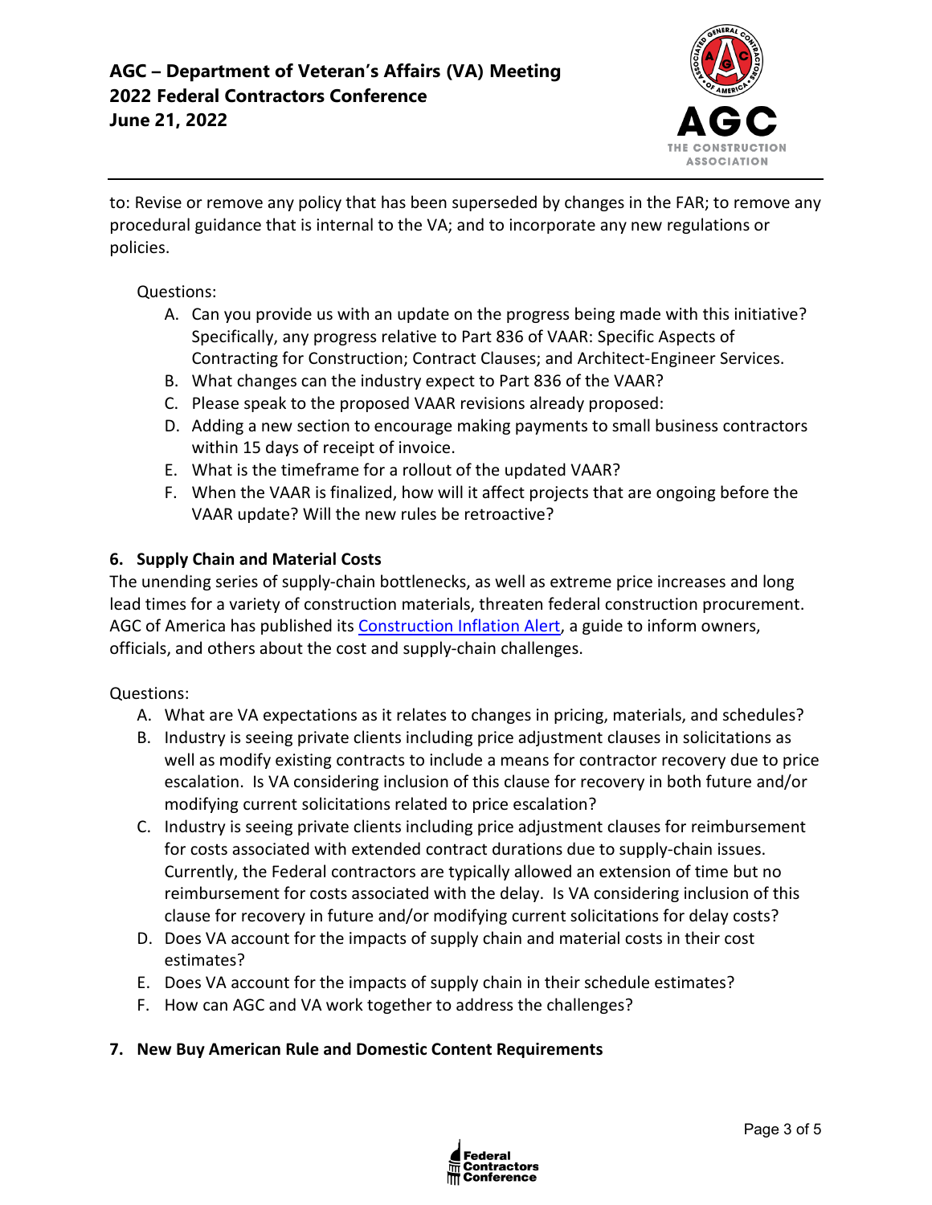to: Revise or remove any policy that has been superseded by changes in the FAR; to remove any procedural guidance that is internal to the VA; and to incorporate any new regulations or policies.

Questions:

A. Can you provide us with an update on the progress being made with this initiative? Specifically, any progress relative to Part 836 of VAAR: Specific Aspects of Contracting for Construction; Contract Clauses; and Architect-Engineer Services.
B. What changes can the industry expect to Part 836 of the VAAR?
C. Please speak to the proposed VAAR revisions already proposed:
D. Adding a new section to encourage making payments to small business contractors within 15 days of receipt of invoice.
E. What is the timeframe for a rollout of the updated VAAR?
F. When the VAAR is finalized, how will it affect projects that are ongoing before the VAAR update? Will the new rules be retroactive?

## 6. Supply Chain and Material Costs

The unending series of supply-chain bottlenecks, as well as extreme price increases and long lead times for a variety of construction materials, threaten federal construction procurement. AGC of America has published its Construction Inflation Alert, a guide to inform owners, officials, and others about the cost and supply-chain challenges.

Questions:

A. What are VA expectations as it relates to changes in pricing, materials, and schedules?
B. Industry is seeing private clients including price adjustment clauses in solicitations as well as modify existing contracts to include a means for contractor recovery due to price escalation. Is VA considering inclusion of this clause for recovery in both future and/or modifying current solicitations related to price escalation?
C. Industry is seeing private clients including price adjustment clauses for reimbursement for costs associated with extended contract durations due to supply-chain issues. Currently, the Federal contractors are typically allowed an extension of time but no reimbursement for costs associated with the delay. Is VA considering inclusion of this clause for recovery in future and/or modifying current solicitations for delay costs?
D. Does VA account for the impacts of supply chain and material costs in their cost estimates?
E. Does VA account for the impacts of supply chain in their schedule estimates?
F. How can AGC and VA work together to address the challenges?

## 7. New Buy American Rule and Domestic Content Requirements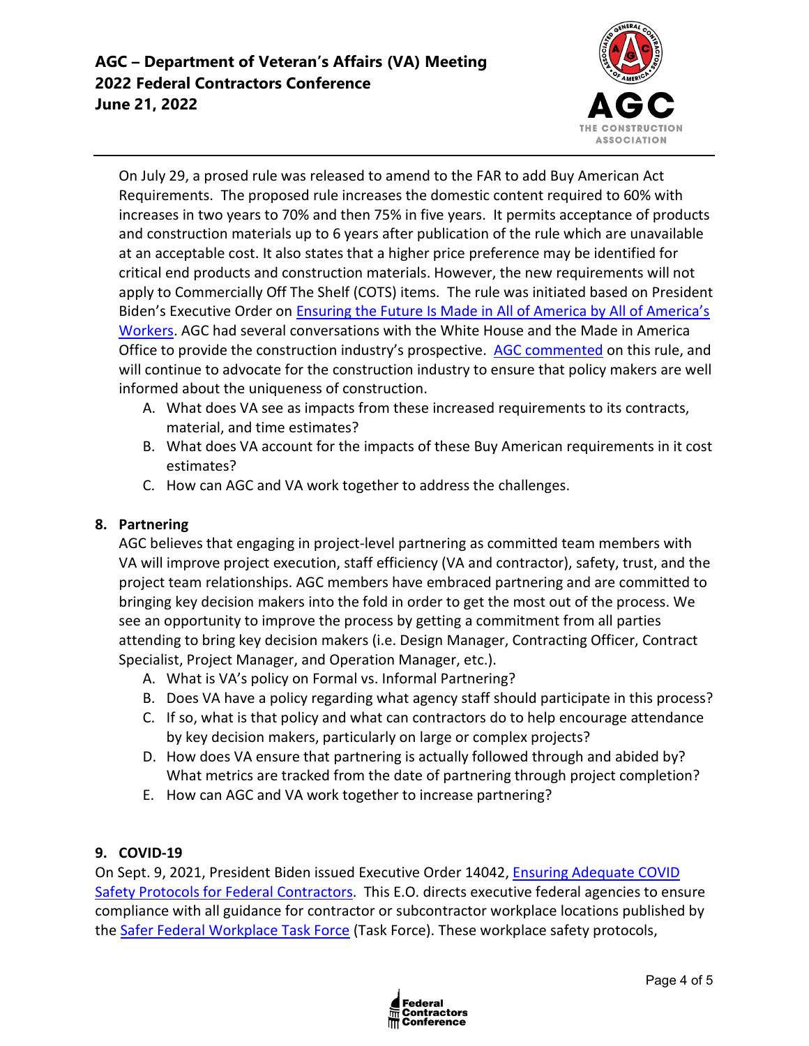On July 29, a prosed rule was released to amend to the FAR to add Buy American Act Requirements. The proposed rule increases the domestic content required to 60% with increases in two years to 70% and then 75% in five years. It permits acceptance of products and construction materials up to 6 years after publication of the rule which are unavailable at an acceptable cost. It also states that a higher price preference may be identified for critical end products and construction materials. However, the new requirements will not apply to Commercially Off The Shelf (COTS) items. The rule was initiated based on President Biden's Executive Order on Ensuring the Future Is Made in All of America by All of America's Workers. AGC had several conversations with the White House and the Made in America Office to provide the construction industry's prospective. AGC commented on this rule, and will continue to advocate for the construction industry to ensure that policy makers are well informed about the uniqueness of construction.

A. What does VA see as impacts from these increased requirements to its contracts, material, and time estimates?
B. What does VA account for the impacts of these Buy American requirements in it cost estimates?
C. How can AGC and VA work together to address the challenges.

**8. Partnering**

AGC believes that engaging in project-level partnering as committed team members with VA will improve project execution, staff efficiency (VA and contractor), safety, trust, and the project team relationships. AGC members have embraced partnering and are committed to bringing key decision makers into the fold in order to get the most out of the process. We see an opportunity to improve the process by getting a commitment from all parties attending to bring key decision makers (i.e. Design Manager, Contracting Officer, Contract Specialist, Project Manager, and Operation Manager, etc.).

A. What is VA's policy on Formal vs. Informal Partnering?
B. Does VA have a policy regarding what agency staff should participate in this process?
C. If so, what is that policy and what can contractors do to help encourage attendance by key decision makers, particularly on large or complex projects?
D. How does VA ensure that partnering is actually followed through and abided by? What metrics are tracked from the date of partnering through project completion?
E. How can AGC and VA work together to increase partnering?

**9. COVID-19**

On Sept. 9, 2021, President Biden issued Executive Order 14042, Ensuring Adequate COVID Safety Protocols for Federal Contractors. This E.O. directs executive federal agencies to ensure compliance with all guidance for contractor or subcontractor workplace locations published by the Safer Federal Workplace Task Force (Task Force). These workplace safety protocols,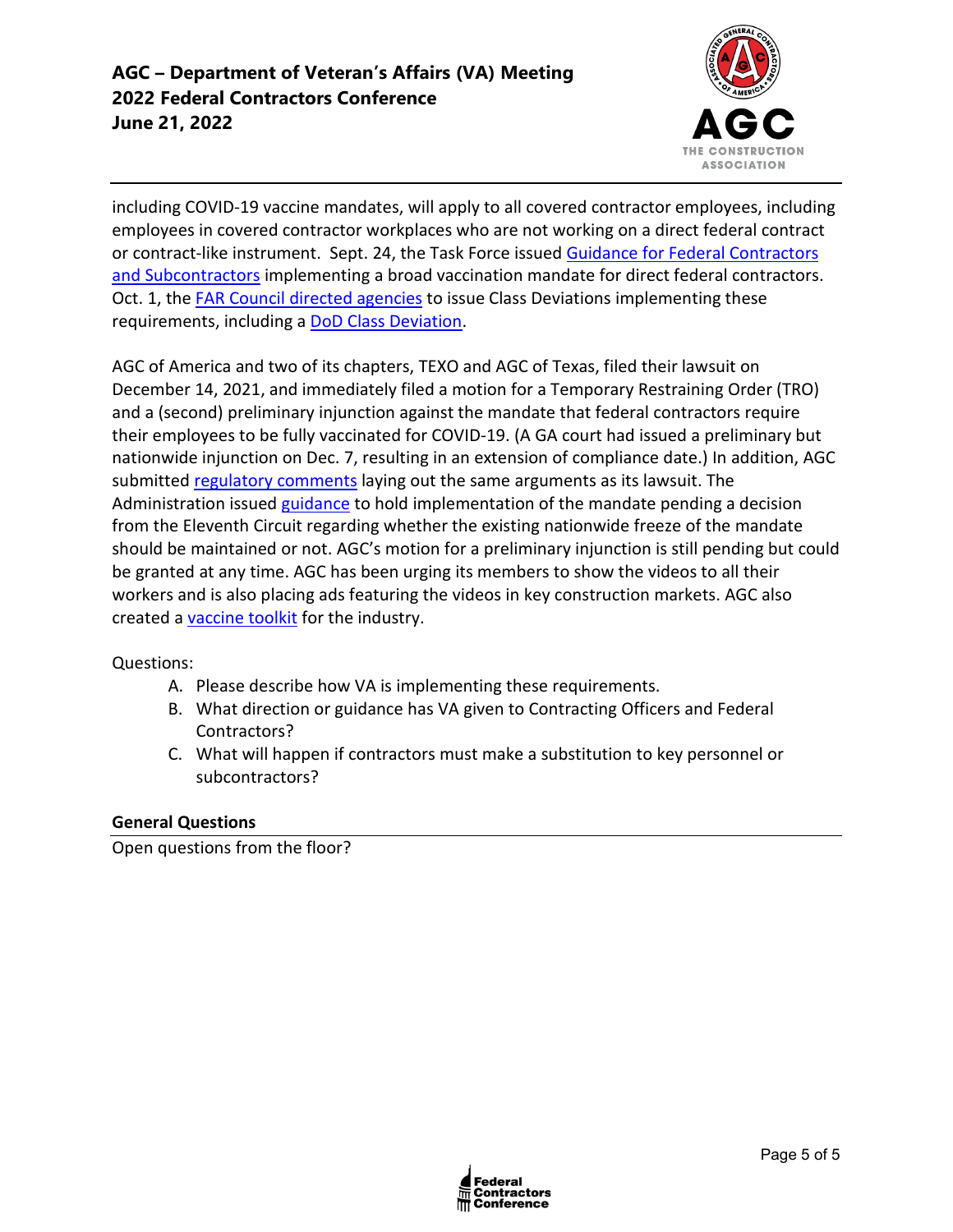including COVID-19 vaccine mandates, will apply to all covered contractor employees, including employees in covered contractor workplaces who are not working on a direct federal contract or contract-like instrument. Sept. 24, the Task Force issued [Guidance for Federal Contractors and Subcontractors] implementing a broad vaccination mandate for direct federal contractors. Oct. 1, the [FAR Council directed agencies] to issue Class Deviations implementing these requirements, including a [DoD Class Deviation].

AGC of America and two of its chapters, TEXO and AGC of Texas, filed their lawsuit on December 14, 2021, and immediately filed a motion for a Temporary Restraining Order (TRO) and a (second) preliminary injunction against the mandate that federal contractors require their employees to be fully vaccinated for COVID-19. (A GA court had issued a preliminary but nationwide injunction on Dec. 7, resulting in an extension of compliance date.) In addition, AGC submitted [regulatory comments] laying out the same arguments as its lawsuit. The Administration issued [guidance] to hold implementation of the mandate pending a decision from the Eleventh Circuit regarding whether the existing nationwide freeze of the mandate should be maintained or not. AGC's motion for a preliminary injunction is still pending but could be granted at any time. AGC has been urging its members to show the videos to all their workers and is also placing ads featuring the videos in key construction markets. AGC also created a [vaccine toolkit] for the industry.

Questions:

A. Please describe how VA is implementing these requirements.
B. What direction or guidance has VA given to Contracting Officers and Federal Contractors?
C. What will happen if contractors must make a substitution to key personnel or subcontractors?

### General Questions

Open questions from the floor?